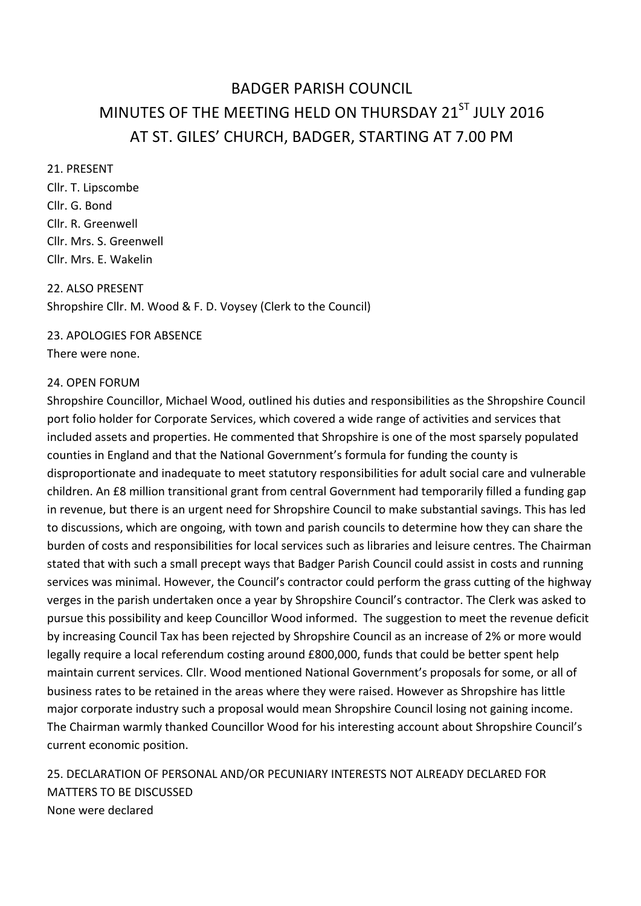# BADGER PARISH COUNCIL
# MINUTES OF THE MEETING HELD ON THURSDAY 21ST JULY 2016
# AT ST. GILES' CHURCH, BADGER, STARTING AT 7.00 PM

21. PRESENT
Cllr. T. Lipscombe
Cllr. G. Bond
Cllr. R. Greenwell
Cllr. Mrs. S. Greenwell
Cllr. Mrs. E. Wakelin

22. ALSO PRESENT
Shropshire Cllr. M. Wood & F. D. Voysey (Clerk to the Council)

23. APOLOGIES FOR ABSENCE
There were none.

24. OPEN FORUM
Shropshire Councillor, Michael Wood, outlined his duties and responsibilities as the Shropshire Council port folio holder for Corporate Services, which covered a wide range of activities and services that included assets and properties. He commented that Shropshire is one of the most sparsely populated counties in England and that the National Government's formula for funding the county is disproportionate and inadequate to meet statutory responsibilities for adult social care and vulnerable children. An £8 million transitional grant from central Government had temporarily filled a funding gap in revenue, but there is an urgent need for Shropshire Council to make substantial savings. This has led to discussions, which are ongoing, with town and parish councils to determine how they can share the burden of costs and responsibilities for local services such as libraries and leisure centres. The Chairman stated that with such a small precept ways that Badger Parish Council could assist in costs and running services was minimal. However, the Council's contractor could perform the grass cutting of the highway verges in the parish undertaken once a year by Shropshire Council's contractor. The Clerk was asked to pursue this possibility and keep Councillor Wood informed. The suggestion to meet the revenue deficit by increasing Council Tax has been rejected by Shropshire Council as an increase of 2% or more would legally require a local referendum costing around £800,000, funds that could be better spent help maintain current services. Cllr. Wood mentioned National Government's proposals for some, or all of business rates to be retained in the areas where they were raised. However as Shropshire has little major corporate industry such a proposal would mean Shropshire Council losing not gaining income. The Chairman warmly thanked Councillor Wood for his interesting account about Shropshire Council's current economic position.

25. DECLARATION OF PERSONAL AND/OR PECUNIARY INTERESTS NOT ALREADY DECLARED FOR MATTERS TO BE DISCUSSED
None were declared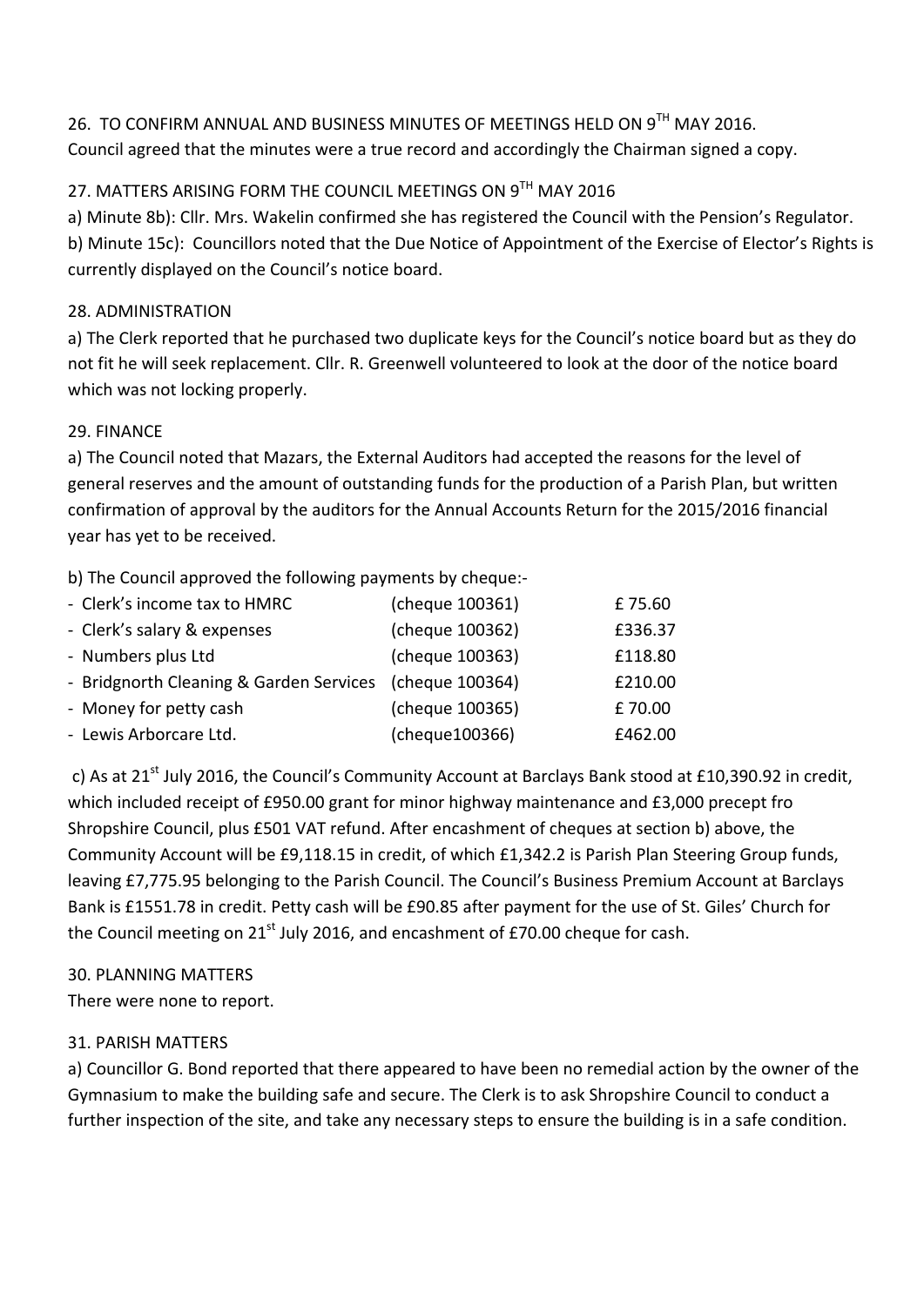26. TO CONFIRM ANNUAL AND BUSINESS MINUTES OF MEETINGS HELD ON 9TH MAY 2016.
Council agreed that the minutes were a true record and accordingly the Chairman signed a copy.

27. MATTERS ARISING FORM THE COUNCIL MEETINGS ON 9TH MAY 2016

a) Minute 8b): Cllr. Mrs. Wakelin confirmed she has registered the Council with the Pension's Regulator.
b) Minute 15c): Councillors noted that the Due Notice of Appointment of the Exercise of Elector's Rights is currently displayed on the Council's notice board.

28. ADMINISTRATION

a) The Clerk reported that he purchased two duplicate keys for the Council's notice board but as they do not fit he will seek replacement. Cllr. R. Greenwell volunteered to look at the door of the notice board which was not locking properly.

29. FINANCE

a) The Council noted that Mazars, the External Auditors had accepted the reasons for the level of general reserves and the amount of outstanding funds for the production of a Parish Plan, but written confirmation of approval by the auditors for the Annual Accounts Return for the 2015/2016 financial year has yet to be received.

b) The Council approved the following payments by cheque:-

| | | |
|---|---|---|
| - Clerk's income tax to HMRC | (cheque 100361) | £ 75.60 |
| - Clerk's salary & expenses | (cheque 100362) | £336.37 |
| - Numbers plus Ltd | (cheque 100363) | £118.80 |
| - Bridgnorth Cleaning & Garden Services | (cheque 100364) | £210.00 |
| - Money for petty cash | (cheque 100365) | £ 70.00 |
| - Lewis Arborcare Ltd. | (cheque100366) | £462.00 |

c) As at 21st July 2016, the Council's Community Account at Barclays Bank stood at £10,390.92 in credit, which included receipt of £950.00 grant for minor highway maintenance and £3,000 precept fro Shropshire Council, plus £501 VAT refund. After encashment of cheques at section b) above, the Community Account will be £9,118.15 in credit, of which £1,342.2 is Parish Plan Steering Group funds, leaving £7,775.95 belonging to the Parish Council. The Council's Business Premium Account at Barclays Bank is £1551.78 in credit. Petty cash will be £90.85 after payment for the use of St. Giles' Church for the Council meeting on 21st July 2016, and encashment of £70.00 cheque for cash.

30. PLANNING MATTERS

There were none to report.

31. PARISH MATTERS

a) Councillor G. Bond reported that there appeared to have been no remedial action by the owner of the Gymnasium to make the building safe and secure. The Clerk is to ask Shropshire Council to conduct a further inspection of the site, and take any necessary steps to ensure the building is in a safe condition.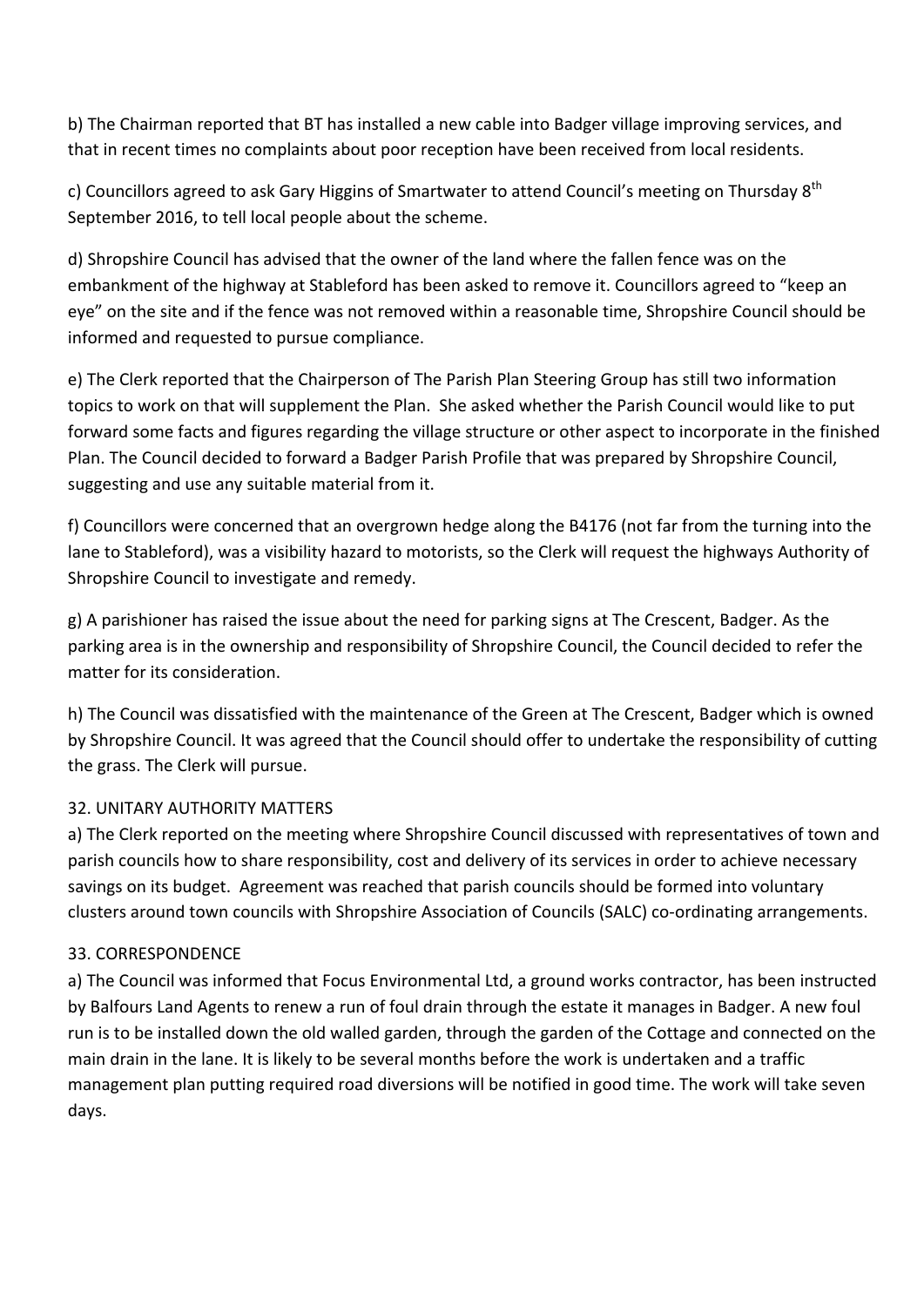b) The Chairman reported that BT has installed a new cable into Badger village improving services, and that in recent times no complaints about poor reception have been received from local residents.

c) Councillors agreed to ask Gary Higgins of Smartwater to attend Council's meeting on Thursday 8th September 2016, to tell local people about the scheme.

d) Shropshire Council has advised that the owner of the land where the fallen fence was on the embankment of the highway at Stableford has been asked to remove it. Councillors agreed to "keep an eye" on the site and if the fence was not removed within a reasonable time, Shropshire Council should be informed and requested to pursue compliance.

e) The Clerk reported that the Chairperson of The Parish Plan Steering Group has still two information topics to work on that will supplement the Plan. She asked whether the Parish Council would like to put forward some facts and figures regarding the village structure or other aspect to incorporate in the finished Plan. The Council decided to forward a Badger Parish Profile that was prepared by Shropshire Council, suggesting and use any suitable material from it.

f) Councillors were concerned that an overgrown hedge along the B4176 (not far from the turning into the lane to Stableford), was a visibility hazard to motorists, so the Clerk will request the highways Authority of Shropshire Council to investigate and remedy.

g) A parishioner has raised the issue about the need for parking signs at The Crescent, Badger. As the parking area is in the ownership and responsibility of Shropshire Council, the Council decided to refer the matter for its consideration.

h) The Council was dissatisfied with the maintenance of the Green at The Crescent, Badger which is owned by Shropshire Council. It was agreed that the Council should offer to undertake the responsibility of cutting the grass. The Clerk will pursue.

32. UNITARY AUTHORITY MATTERS

a) The Clerk reported on the meeting where Shropshire Council discussed with representatives of town and parish councils how to share responsibility, cost and delivery of its services in order to achieve necessary savings on its budget. Agreement was reached that parish councils should be formed into voluntary clusters around town councils with Shropshire Association of Councils (SALC) co-ordinating arrangements.

33. CORRESPONDENCE

a) The Council was informed that Focus Environmental Ltd, a ground works contractor, has been instructed by Balfours Land Agents to renew a run of foul drain through the estate it manages in Badger. A new foul run is to be installed down the old walled garden, through the garden of the Cottage and connected on the main drain in the lane. It is likely to be several months before the work is undertaken and a traffic management plan putting required road diversions will be notified in good time. The work will take seven days.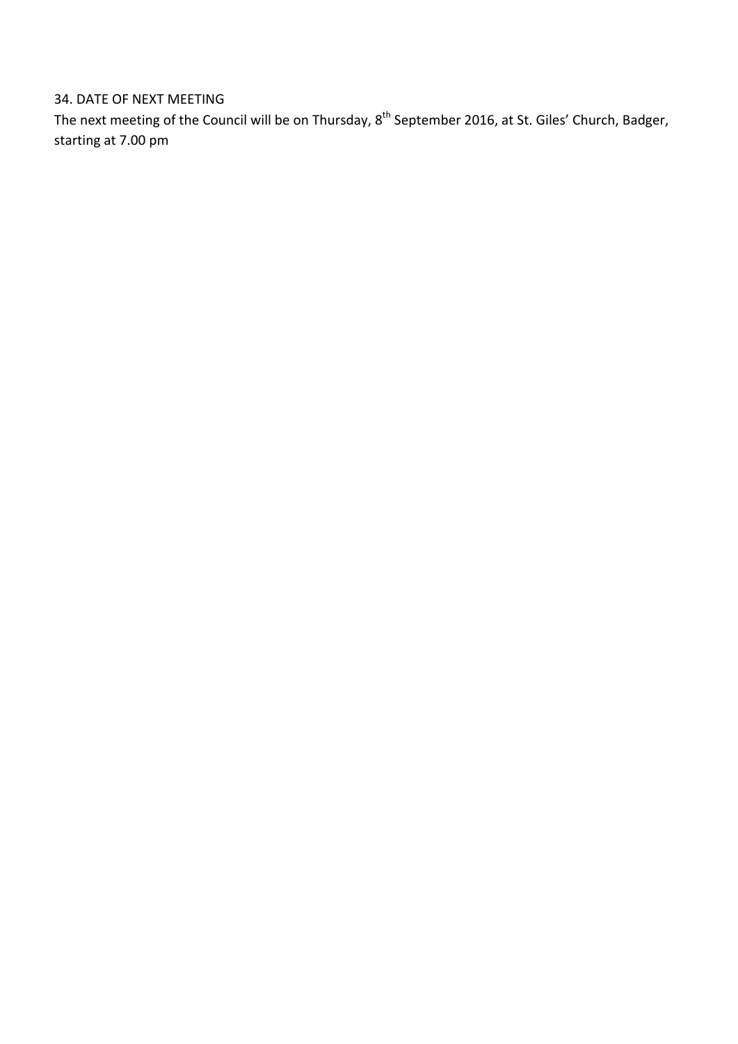34. DATE OF NEXT MEETING

The next meeting of the Council will be on Thursday, 8th September 2016, at St. Giles' Church, Badger, starting at 7.00 pm